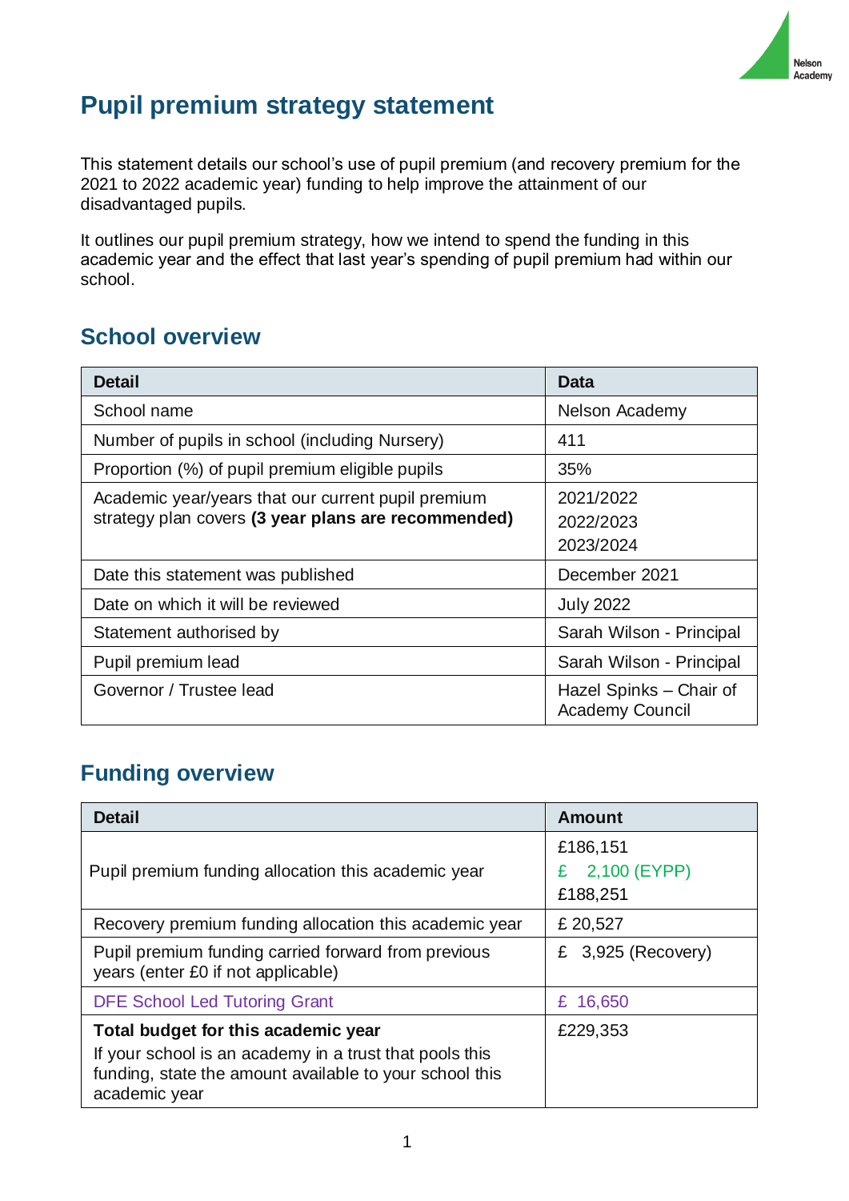# Pupil premium strategy statement

This statement details our school's use of pupil premium (and recovery premium for the 2021 to 2022 academic year) funding to help improve the attainment of our disadvantaged pupils.

It outlines our pupil premium strategy, how we intend to spend the funding in this academic year and the effect that last year's spending of pupil premium had within our school.

## School overview

| Detail | Data |
|---|---|
| School name | Nelson Academy |
| Number of pupils in school (including Nursery) | 411 |
| Proportion (%) of pupil premium eligible pupils | 35% |
| Academic year/years that our current pupil premium strategy plan covers **(3 year plans are recommended)** | 2021/2022<br>2022/2023<br>2023/2024 |
| Date this statement was published | December 2021 |
| Date on which it will be reviewed | July 2022 |
| Statement authorised by | Sarah Wilson - Principal |
| Pupil premium lead | Sarah Wilson - Principal |
| Governor / Trustee lead | Hazel Spinks – Chair of Academy Council |

## Funding overview

| Detail | Amount |
|---|---|
| Pupil premium funding allocation this academic year | £186,151<br>£ 2,100 (EYPP)<br>£188,251 |
| Recovery premium funding allocation this academic year | £ 20,527 |
| Pupil premium funding carried forward from previous years (enter £0 if not applicable) | £ 3,925 (Recovery) |
| DFE School Led Tutoring Grant | £ 16,650 |
| **Total budget for this academic year**<br>If your school is an academy in a trust that pools this funding, state the amount available to your school this academic year | £229,353 |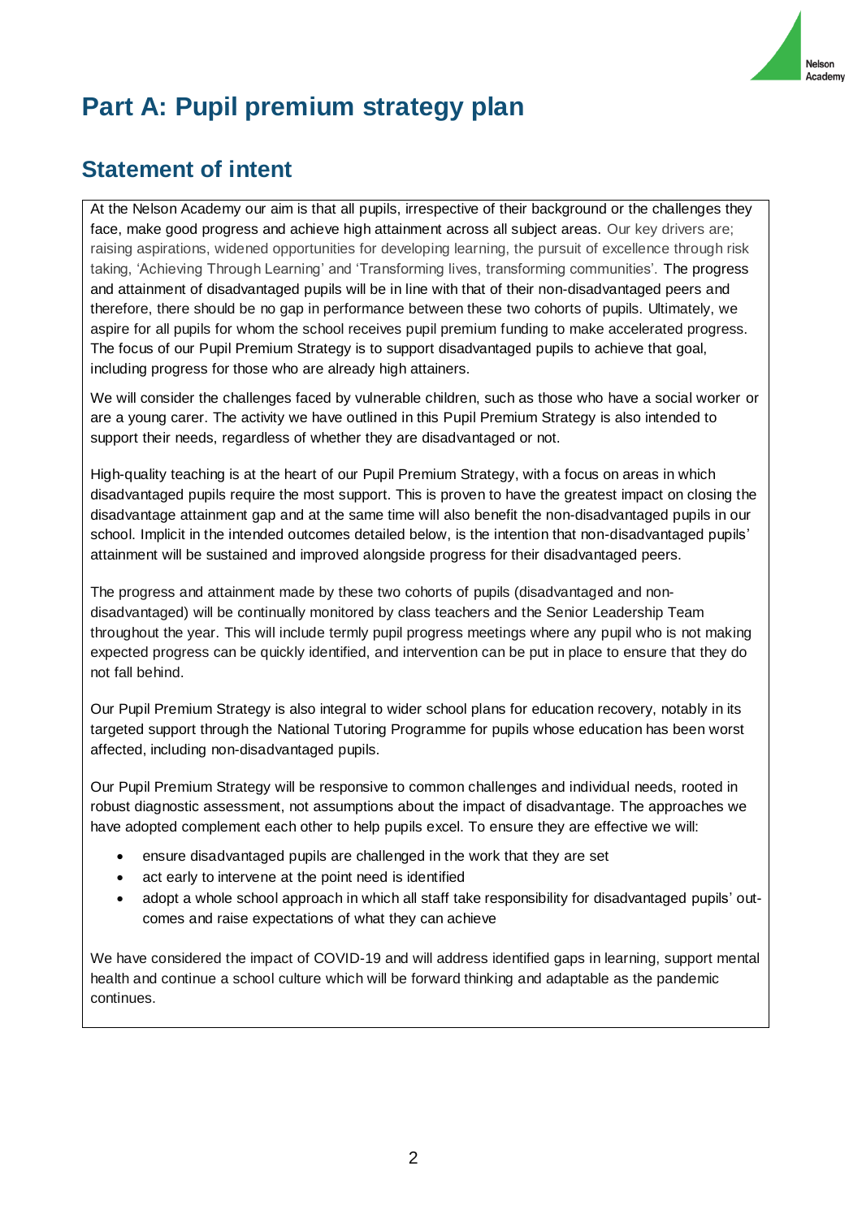# Part A: Pupil premium strategy plan

## Statement of intent

At the Nelson Academy our aim is that all pupils, irrespective of their background or the challenges they face, make good progress and achieve high attainment across all subject areas. Our key drivers are; raising aspirations, widened opportunities for developing learning, the pursuit of excellence through risk taking, 'Achieving Through Learning' and 'Transforming lives, transforming communities'. The progress and attainment of disadvantaged pupils will be in line with that of their non-disadvantaged peers and therefore, there should be no gap in performance between these two cohorts of pupils. Ultimately, we aspire for all pupils for whom the school receives pupil premium funding to make accelerated progress. The focus of our Pupil Premium Strategy is to support disadvantaged pupils to achieve that goal, including progress for those who are already high attainers.

We will consider the challenges faced by vulnerable children, such as those who have a social worker or are a young carer. The activity we have outlined in this Pupil Premium Strategy is also intended to support their needs, regardless of whether they are disadvantaged or not.

High-quality teaching is at the heart of our Pupil Premium Strategy, with a focus on areas in which disadvantaged pupils require the most support. This is proven to have the greatest impact on closing the disadvantage attainment gap and at the same time will also benefit the non-disadvantaged pupils in our school. Implicit in the intended outcomes detailed below, is the intention that non-disadvantaged pupils' attainment will be sustained and improved alongside progress for their disadvantaged peers.

The progress and attainment made by these two cohorts of pupils (disadvantaged and non-disadvantaged) will be continually monitored by class teachers and the Senior Leadership Team throughout the year. This will include termly pupil progress meetings where any pupil who is not making expected progress can be quickly identified, and intervention can be put in place to ensure that they do not fall behind.

Our Pupil Premium Strategy is also integral to wider school plans for education recovery, notably in its targeted support through the National Tutoring Programme for pupils whose education has been worst affected, including non-disadvantaged pupils.

Our Pupil Premium Strategy will be responsive to common challenges and individual needs, rooted in robust diagnostic assessment, not assumptions about the impact of disadvantage. The approaches we have adopted complement each other to help pupils excel. To ensure they are effective we will:

- ensure disadvantaged pupils are challenged in the work that they are set
- act early to intervene at the point need is identified
- adopt a whole school approach in which all staff take responsibility for disadvantaged pupils' outcomes and raise expectations of what they can achieve

We have considered the impact of COVID-19 and will address identified gaps in learning, support mental health and continue a school culture which will be forward thinking and adaptable as the pandemic continues.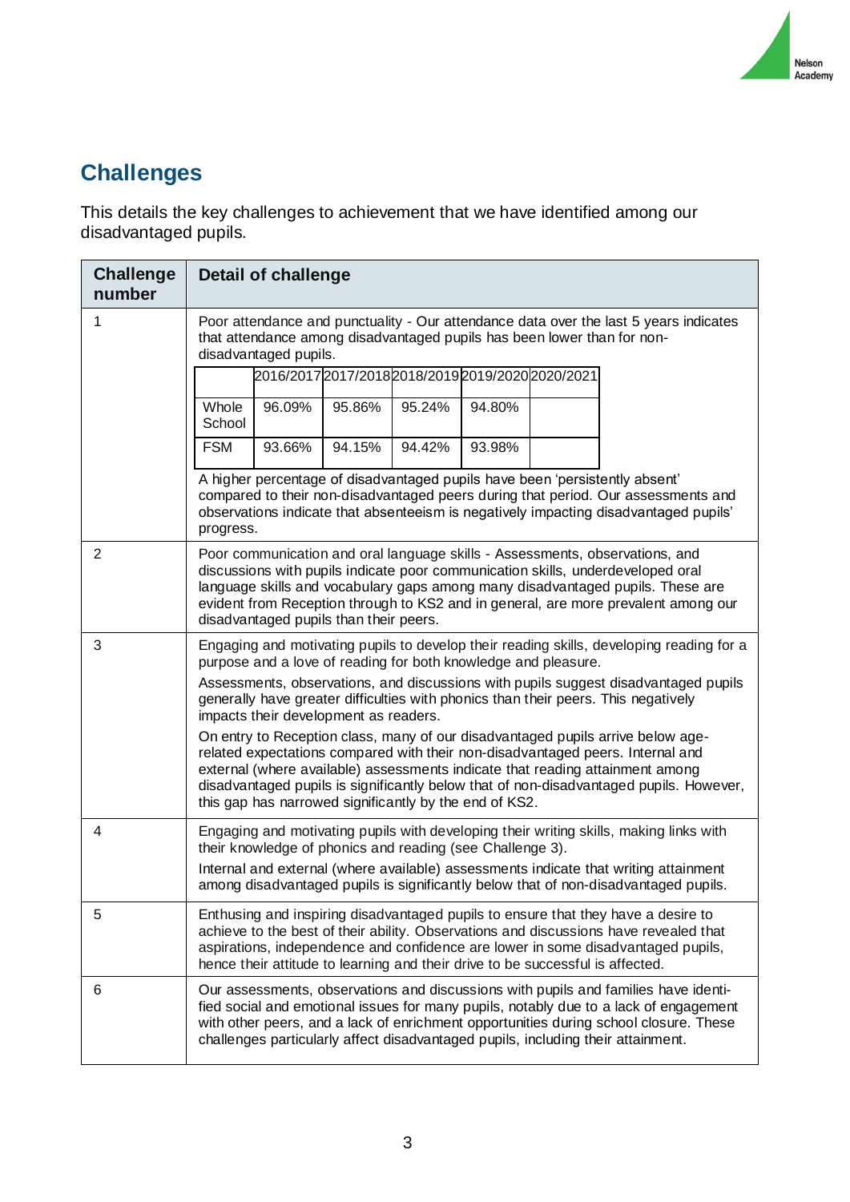## Challenges

This details the key challenges to achievement that we have identified among our disadvantaged pupils.

| Challenge number | Detail of challenge |
|---|---|
| 1 | Poor attendance and punctuality - Our attendance data over the last 5 years indicates that attendance among disadvantaged pupils has been lower than for non-disadvantaged pupils.<br><br>\| \| 2016/2017 \| 2017/2018 \| 2018/2019 \| 2019/2020 \| 2020/2021 \|<br>\| Whole School \| 96.09% \| 95.86% \| 95.24% \| 94.80% \| \|<br>\| FSM \| 93.66% \| 94.15% \| 94.42% \| 93.98% \| \|<br><br>A higher percentage of disadvantaged pupils have been 'persistently absent' compared to their non-disadvantaged peers during that period. Our assessments and observations indicate that absenteeism is negatively impacting disadvantaged pupils' progress. |
| 2 | Poor communication and oral language skills - Assessments, observations, and discussions with pupils indicate poor communication skills, underdeveloped oral language skills and vocabulary gaps among many disadvantaged pupils. These are evident from Reception through to KS2 and in general, are more prevalent among our disadvantaged pupils than their peers. |
| 3 | Engaging and motivating pupils to develop their reading skills, developing reading for a purpose and a love of reading for both knowledge and pleasure.<br><br>Assessments, observations, and discussions with pupils suggest disadvantaged pupils generally have greater difficulties with phonics than their peers. This negatively impacts their development as readers.<br><br>On entry to Reception class, many of our disadvantaged pupils arrive below age-related expectations compared with their non-disadvantaged peers. Internal and external (where available) assessments indicate that reading attainment among disadvantaged pupils is significantly below that of non-disadvantaged pupils. However, this gap has narrowed significantly by the end of KS2. |
| 4 | Engaging and motivating pupils with developing their writing skills, making links with their knowledge of phonics and reading (see Challenge 3).<br><br>Internal and external (where available) assessments indicate that writing attainment among disadvantaged pupils is significantly below that of non-disadvantaged pupils. |
| 5 | Enthusing and inspiring disadvantaged pupils to ensure that they have a desire to achieve to the best of their ability. Observations and discussions have revealed that aspirations, independence and confidence are lower in some disadvantaged pupils, hence their attitude to learning and their drive to be successful is affected. |
| 6 | Our assessments, observations and discussions with pupils and families have identified social and emotional issues for many pupils, notably due to a lack of engagement with other peers, and a lack of enrichment opportunities during school closure. These challenges particularly affect disadvantaged pupils, including their attainment. |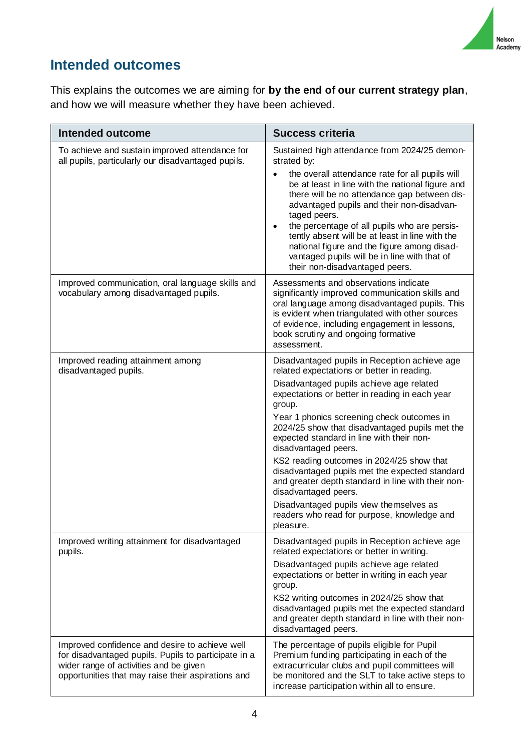## Intended outcomes

This explains the outcomes we are aiming for **by the end of our current strategy plan**, and how we will measure whether they have been achieved.

| Intended outcome | Success criteria |
| --- | --- |
| To achieve and sustain improved attendance for all pupils, particularly our disadvantaged pupils. | Sustained high attendance from 2024/25 demonstrated by:<br>• the overall attendance rate for all pupils will be at least in line with the national figure and there will be no attendance gap between disadvantaged pupils and their non-disadvantaged peers.<br>• the percentage of all pupils who are persistently absent will be at least in line with the national figure and the figure among disadvantaged pupils will be in line with that of their non-disadvantaged peers. |
| Improved communication, oral language skills and vocabulary among disadvantaged pupils. | Assessments and observations indicate significantly improved communication skills and oral language among disadvantaged pupils. This is evident when triangulated with other sources of evidence, including engagement in lessons, book scrutiny and ongoing formative assessment. |
| Improved reading attainment among disadvantaged pupils. | Disadvantaged pupils in Reception achieve age related expectations or better in reading.<br>Disadvantaged pupils achieve age related expectations or better in reading in each year group.<br>Year 1 phonics screening check outcomes in 2024/25 show that disadvantaged pupils met the expected standard in line with their non-disadvantaged peers.<br>KS2 reading outcomes in 2024/25 show that disadvantaged pupils met the expected standard and greater depth standard in line with their non-disadvantaged peers.<br>Disadvantaged pupils view themselves as readers who read for purpose, knowledge and pleasure. |
| Improved writing attainment for disadvantaged pupils. | Disadvantaged pupils in Reception achieve age related expectations or better in writing.<br>Disadvantaged pupils achieve age related expectations or better in writing in each year group.<br>KS2 writing outcomes in 2024/25 show that disadvantaged pupils met the expected standard and greater depth standard in line with their non-disadvantaged peers. |
| Improved confidence and desire to achieve well for disadvantaged pupils. Pupils to participate in a wider range of activities and be given opportunities that may raise their aspirations and | The percentage of pupils eligible for Pupil Premium funding participating in each of the extracurricular clubs and pupil committees will be monitored and the SLT to take active steps to increase participation within all to ensure. |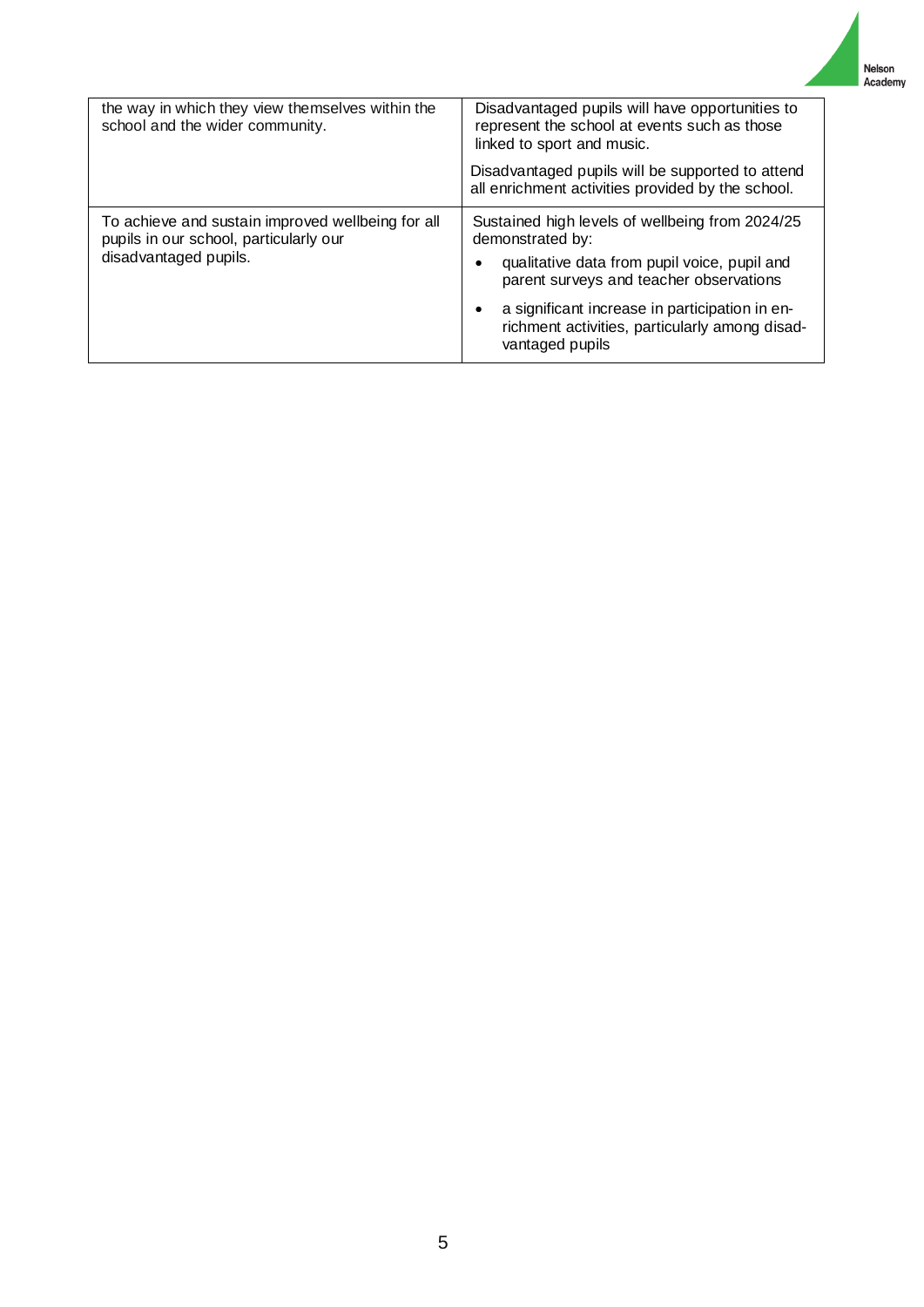| | |
|---|---|
| the way in which they view themselves within the school and the wider community. | Disadvantaged pupils will have opportunities to represent the school at events such as those linked to sport and music.<br><br>Disadvantaged pupils will be supported to attend all enrichment activities provided by the school. |
| To achieve and sustain improved wellbeing for all pupils in our school, particularly our disadvantaged pupils. | Sustained high levels of wellbeing from 2024/25 demonstrated by:<br>• qualitative data from pupil voice, pupil and parent surveys and teacher observations<br>• a significant increase in participation in enrichment activities, particularly among disadvantaged pupils |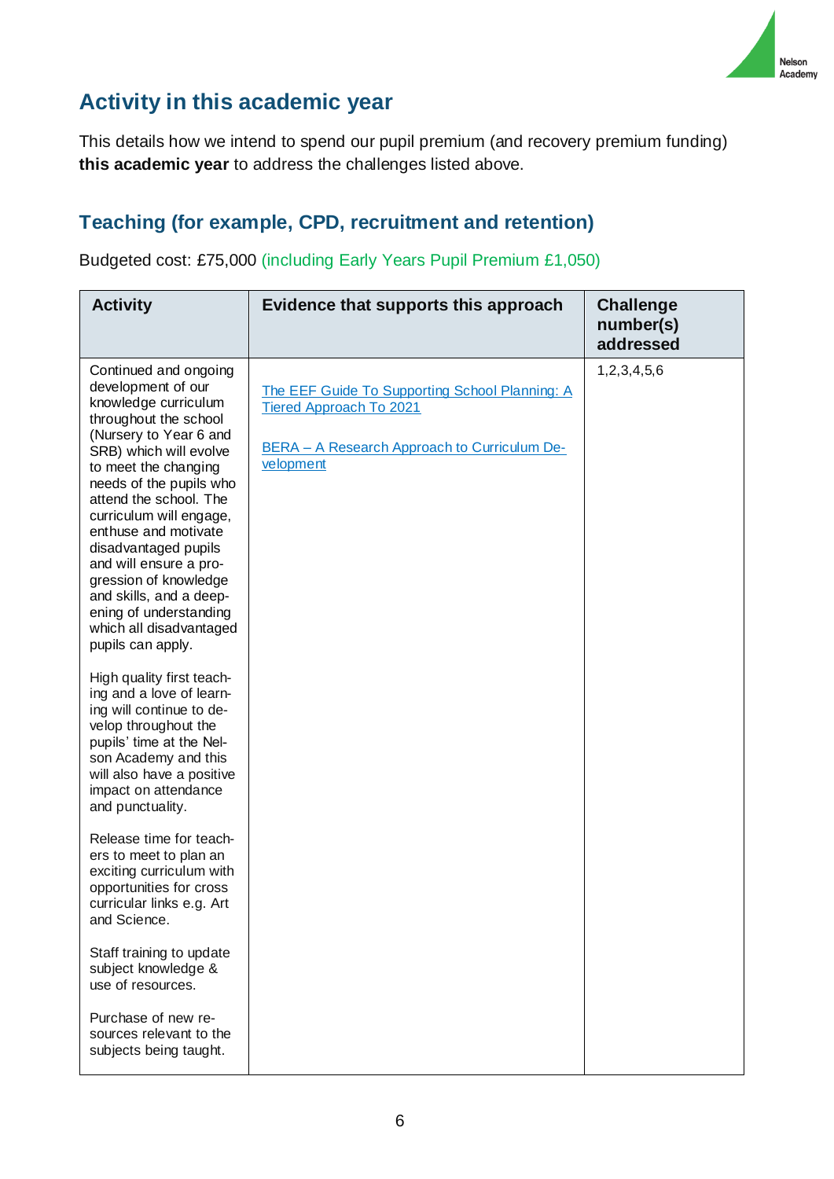## Activity in this academic year

This details how we intend to spend our pupil premium (and recovery premium funding) **this academic year** to address the challenges listed above.

### Teaching (for example, CPD, recruitment and retention)

Budgeted cost: £75,000 (including Early Years Pupil Premium £1,050)

| Activity | Evidence that supports this approach | Challenge number(s) addressed |
|---|---|---|
| Continued and ongoing development of our knowledge curriculum throughout the school (Nursery to Year 6 and SRB) which will evolve to meet the changing needs of the pupils who attend the school. The curriculum will engage, enthuse and motivate disadvantaged pupils and will ensure a progression of knowledge and skills, and a deepening of understanding which all disadvantaged pupils can apply.<br><br>High quality first teaching and a love of learning will continue to develop throughout the pupils' time at the Nelson Academy and this will also have a positive impact on attendance and punctuality.<br><br>Release time for teachers to meet to plan an exciting curriculum with opportunities for cross curricular links e.g. Art and Science.<br><br>Staff training to update subject knowledge & use of resources.<br><br>Purchase of new resources relevant to the subjects being taught. | The EEF Guide To Supporting School Planning: A Tiered Approach To 2021<br><br>BERA – A Research Approach to Curriculum Development | 1,2,3,4,5,6 |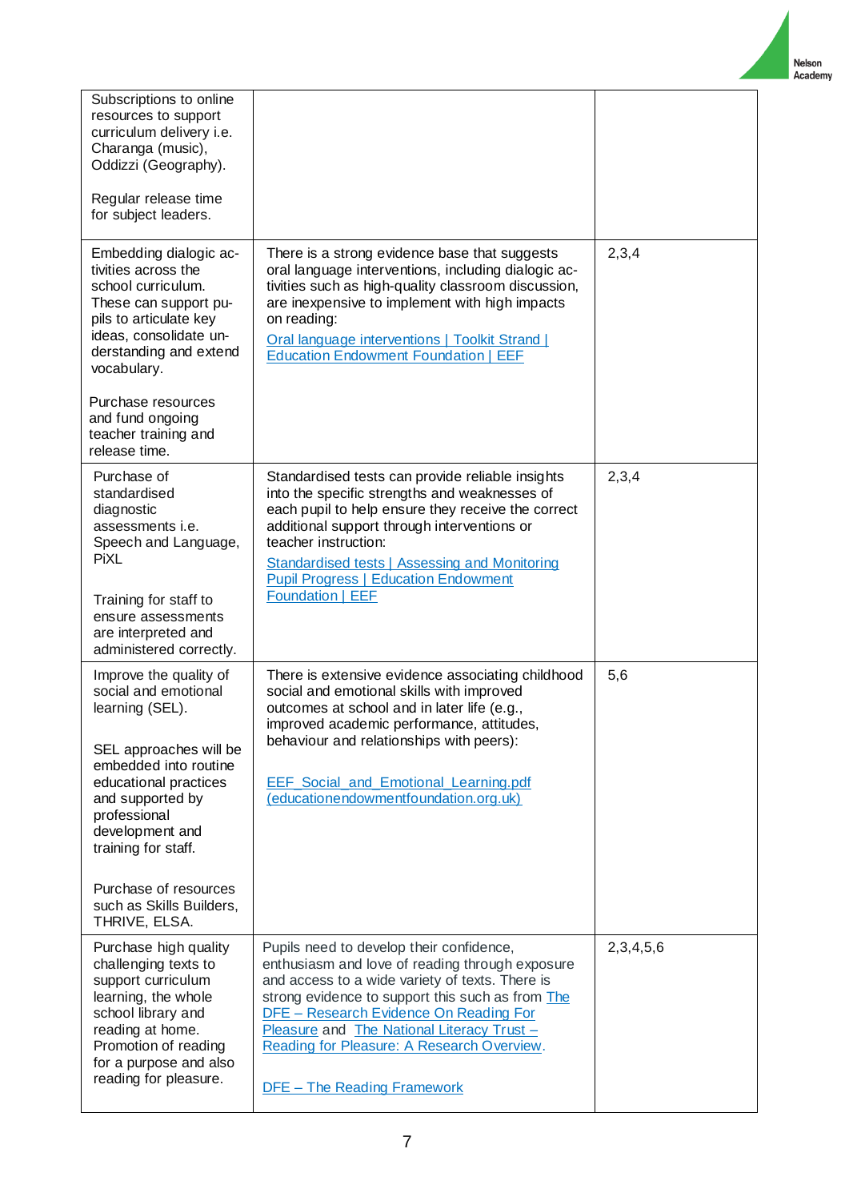| | | |
|---|---|---|
| Subscriptions to online resources to support curriculum delivery i.e. Charanga (music), Oddizzi (Geography).<br><br>Regular release time for subject leaders. | | |
| Embedding dialogic activities across the school curriculum. These can support pupils to articulate key ideas, consolidate understanding and extend vocabulary.<br><br>Purchase resources and fund ongoing teacher training and release time. | There is a strong evidence base that suggests oral language interventions, including dialogic activities such as high-quality classroom discussion, are inexpensive to implement with high impacts on reading:<br><br>Oral language interventions \| Toolkit Strand \| Education Endowment Foundation \| EEF | 2,3,4 |
| Purchase of standardised diagnostic assessments i.e. Speech and Language, PiXL<br><br>Training for staff to ensure assessments are interpreted and administered correctly. | Standardised tests can provide reliable insights into the specific strengths and weaknesses of each pupil to help ensure they receive the correct additional support through interventions or teacher instruction:<br><br>Standardised tests \| Assessing and Monitoring Pupil Progress \| Education Endowment Foundation \| EEF | 2,3,4 |
| Improve the quality of social and emotional learning (SEL).<br><br>SEL approaches will be embedded into routine educational practices and supported by professional development and training for staff.<br><br>Purchase of resources such as Skills Builders, THRIVE, ELSA. | There is extensive evidence associating childhood social and emotional skills with improved outcomes at school and in later life (e.g., improved academic performance, attitudes, behaviour and relationships with peers):<br><br>EEF_Social_and_Emotional_Learning.pdf (educationendowmentfoundation.org.uk) | 5,6 |
| Purchase high quality challenging texts to support curriculum learning, the whole school library and reading at home. Promotion of reading for a purpose and also reading for pleasure. | Pupils need to develop their confidence, enthusiasm and love of reading through exposure and access to a wide variety of texts. There is strong evidence to support this such as from The DFE – Research Evidence On Reading For Pleasure and The National Literacy Trust – Reading for Pleasure: A Research Overview.<br><br>DFE – The Reading Framework | 2,3,4,5,6 |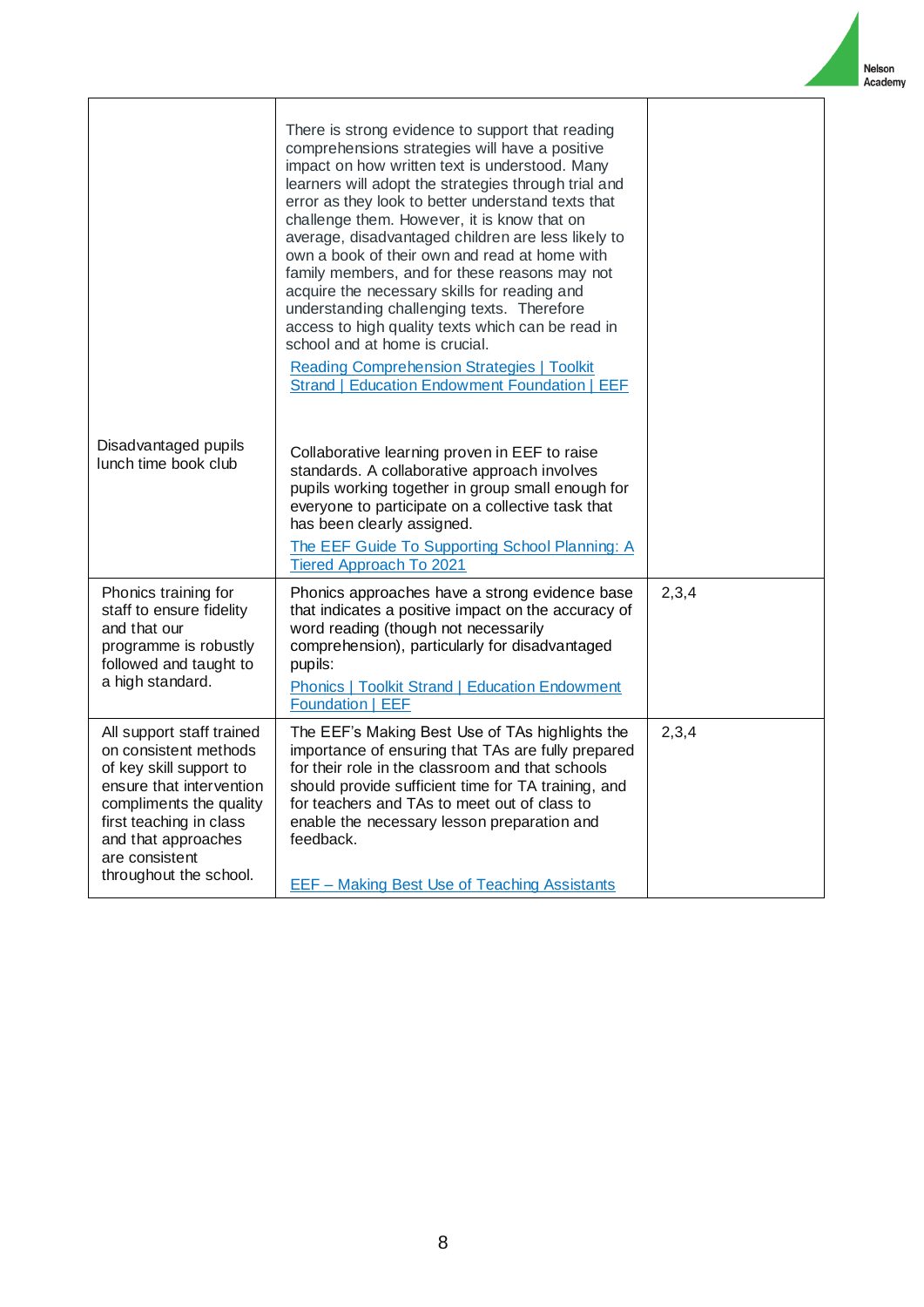| | | |
|---|---|---|
| Disadvantaged pupils lunch time book club | There is strong evidence to support that reading comprehensions strategies will have a positive impact on how written text is understood. Many learners will adopt the strategies through trial and error as they look to better understand texts that challenge them. However, it is know that on average, disadvantaged children are less likely to own a book of their own and read at home with family members, and for these reasons may not acquire the necessary skills for reading and understanding challenging texts. Therefore access to high quality texts which can be read in school and at home is crucial. [Reading Comprehension Strategies \| Toolkit Strand \| Education Endowment Foundation \| EEF]<br><br>Collaborative learning proven in EEF to raise standards. A collaborative approach involves pupils working together in group small enough for everyone to participate on a collective task that has been clearly assigned. [The EEF Guide To Supporting School Planning: A Tiered Approach To 2021] | |
| Phonics training for staff to ensure fidelity and that our programme is robustly followed and taught to a high standard. | Phonics approaches have a strong evidence base that indicates a positive impact on the accuracy of word reading (though not necessarily comprehension), particularly for disadvantaged pupils: [Phonics \| Toolkit Strand \| Education Endowment Foundation \| EEF] | 2,3,4 |
| All support staff trained on consistent methods of key skill support to ensure that intervention compliments the quality first teaching in class and that approaches are consistent throughout the school. | The EEF's Making Best Use of TAs highlights the importance of ensuring that TAs are fully prepared for their role in the classroom and that schools should provide sufficient time for TA training, and for teachers and TAs to meet out of class to enable the necessary lesson preparation and feedback.<br><br>[EEF – Making Best Use of Teaching Assistants] | 2,3,4 |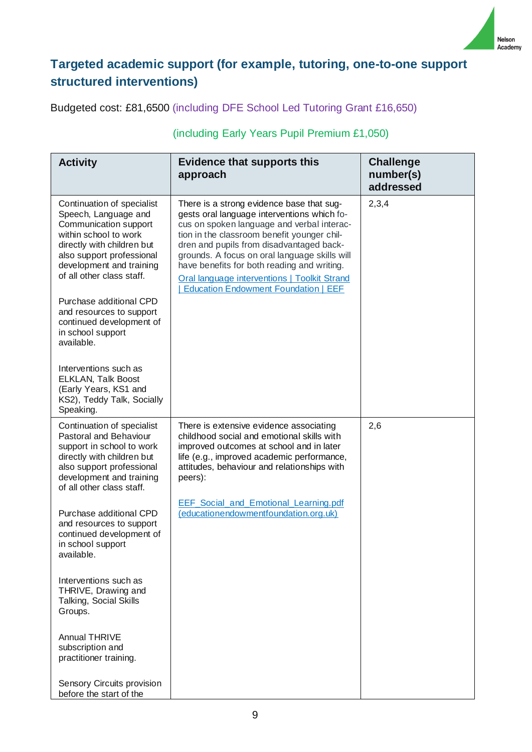## Targeted academic support (for example, tutoring, one-to-one support structured interventions)

Budgeted cost: £81,6500 (including DFE School Led Tutoring Grant £16,650)

(including Early Years Pupil Premium £1,050)

| Activity | Evidence that supports this approach | Challenge number(s) addressed |
|---|---|---|
| Continuation of specialist Speech, Language and Communication support within school to work directly with children but also support professional development and training of all other class staff.<br><br>Purchase additional CPD and resources to support continued development of in school support available.<br><br>Interventions such as ELKLAN, Talk Boost (Early Years, KS1 and KS2), Teddy Talk, Socially Speaking. | There is a strong evidence base that suggests oral language interventions which focus on spoken language and verbal interaction in the classroom benefit younger children and pupils from disadvantaged backgrounds. A focus on oral language skills will have benefits for both reading and writing.<br><br>Oral language interventions \| Toolkit Strand \| Education Endowment Foundation \| EEF | 2,3,4 |
| Continuation of specialist Pastoral and Behaviour support in school to work directly with children but also support professional development and training of all other class staff.<br><br>Purchase additional CPD and resources to support continued development of in school support available.<br><br>Interventions such as THRIVE, Drawing and Talking, Social Skills Groups.<br><br>Annual THRIVE subscription and practitioner training.<br><br>Sensory Circuits provision before the start of the | There is extensive evidence associating childhood social and emotional skills with improved outcomes at school and in later life (e.g., improved academic performance, attitudes, behaviour and relationships with peers):<br><br>EEF_Social_and_Emotional_Learning.pdf (educationendowmentfoundation.org.uk) | 2,6 |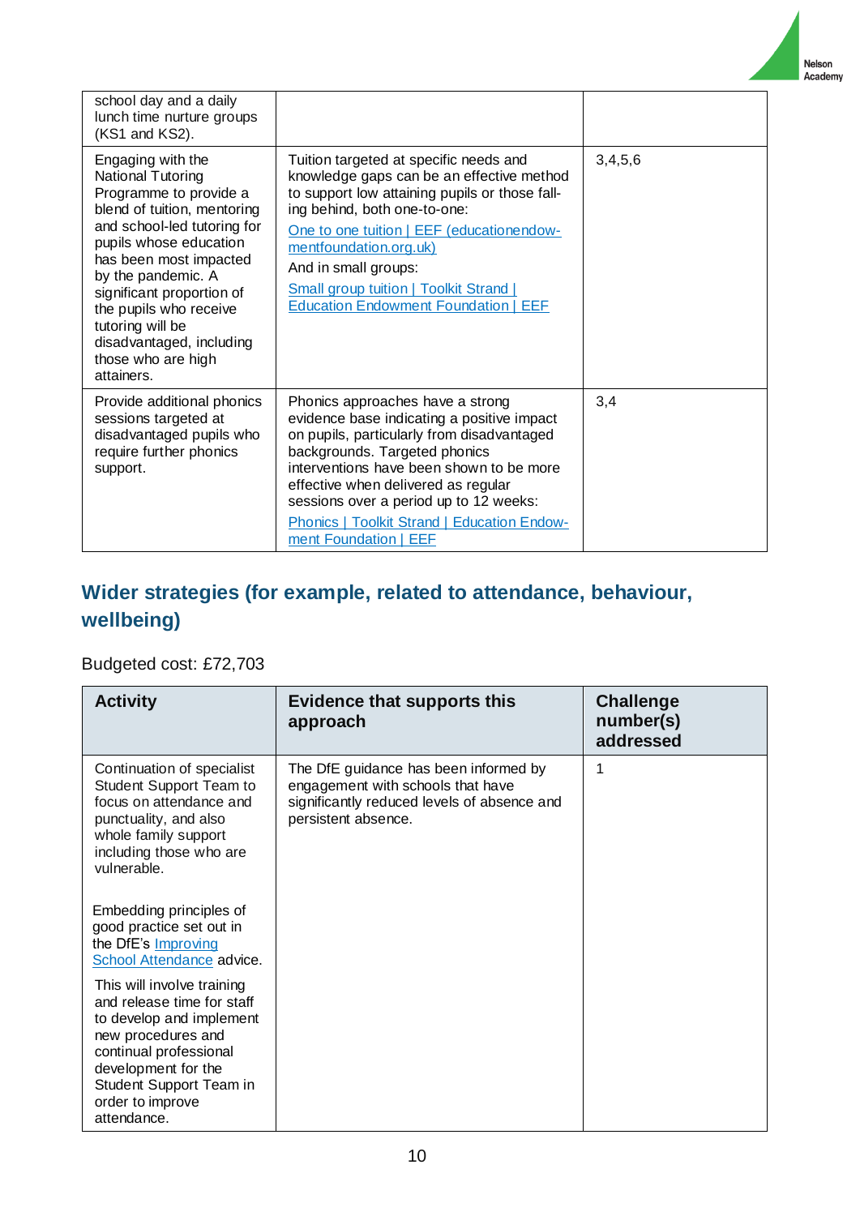| | | |
|---|---|---|
| school day and a daily lunch time nurture groups (KS1 and KS2). | | |
| Engaging with the National Tutoring Programme to provide a blend of tuition, mentoring and school-led tutoring for pupils whose education has been most impacted by the pandemic. A significant proportion of the pupils who receive tutoring will be disadvantaged, including those who are high attainers. | Tuition targeted at specific needs and knowledge gaps can be an effective method to support low attaining pupils or those falling behind, both one-to-one: [One to one tuition \| EEF (educationendowmentfoundation.org.uk)] And in small groups: [Small group tuition \| Toolkit Strand \| Education Endowment Foundation \| EEF] | 3,4,5,6 |
| Provide additional phonics sessions targeted at disadvantaged pupils who require further phonics support. | Phonics approaches have a strong evidence base indicating a positive impact on pupils, particularly from disadvantaged backgrounds. Targeted phonics interventions have been shown to be more effective when delivered as regular sessions over a period up to 12 weeks: [Phonics \| Toolkit Strand \| Education Endowment Foundation \| EEF] | 3,4 |

## Wider strategies (for example, related to attendance, behaviour, wellbeing)

Budgeted cost: £72,703

| Activity | Evidence that supports this approach | Challenge number(s) addressed |
|---|---|---|
| Continuation of specialist Student Support Team to focus on attendance and punctuality, and also whole family support including those who are vulnerable.<br><br>Embedding principles of good practice set out in the DfE's Improving School Attendance advice.<br><br>This will involve training and release time for staff to develop and implement new procedures and continual professional development for the Student Support Team in order to improve attendance. | The DfE guidance has been informed by engagement with schools that have significantly reduced levels of absence and persistent absence. | 1 |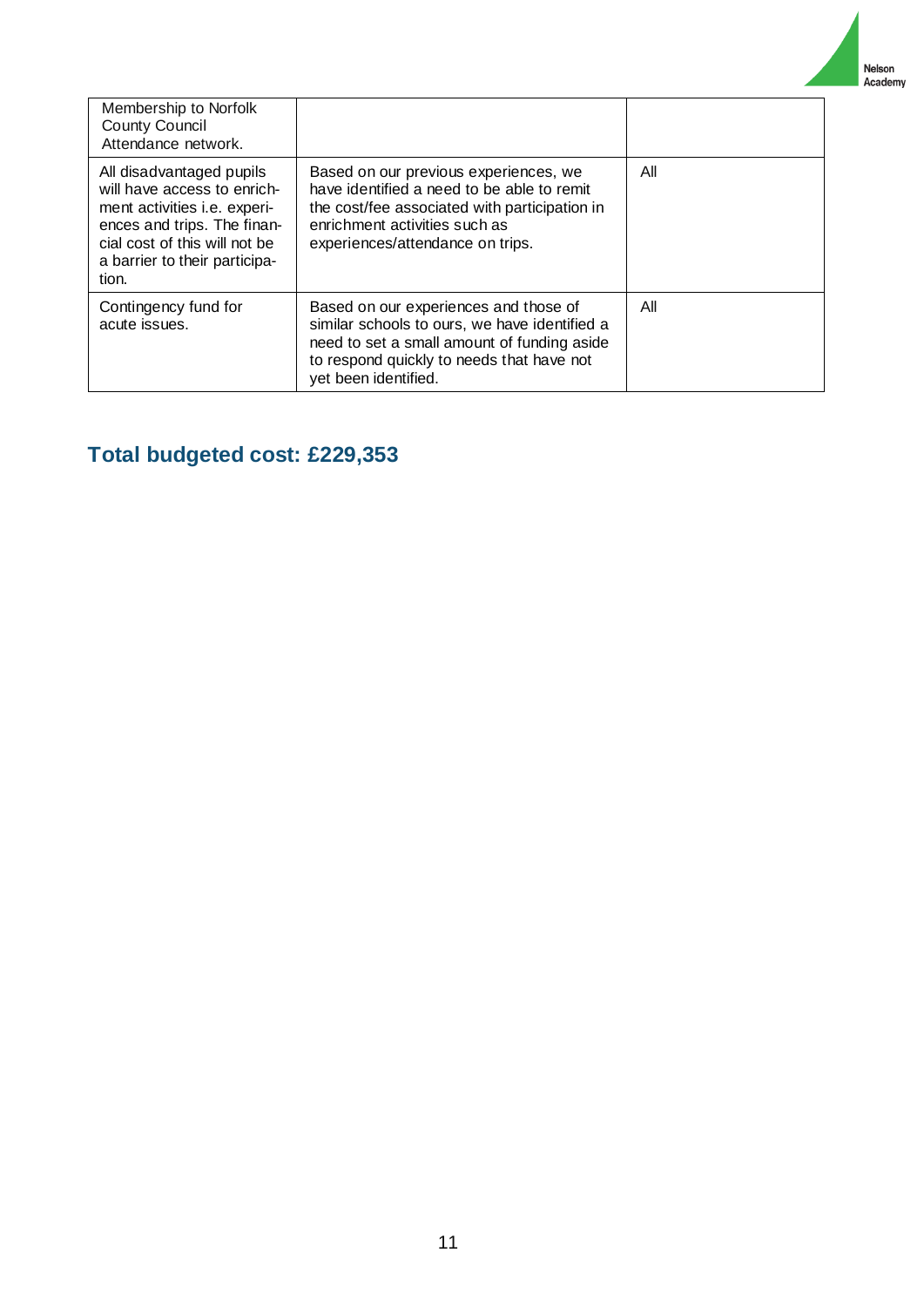| | | |
|---|---|---|
| Membership to Norfolk County Council Attendance network. | | |
| All disadvantaged pupils will have access to enrichment activities i.e. experiences and trips. The financial cost of this will not be a barrier to their participation. | Based on our previous experiences, we have identified a need to be able to remit the cost/fee associated with participation in enrichment activities such as experiences/attendance on trips. | All |
| Contingency fund for acute issues. | Based on our experiences and those of similar schools to ours, we have identified a need to set a small amount of funding aside to respond quickly to needs that have not yet been identified. | All |

## Total budgeted cost: £229,353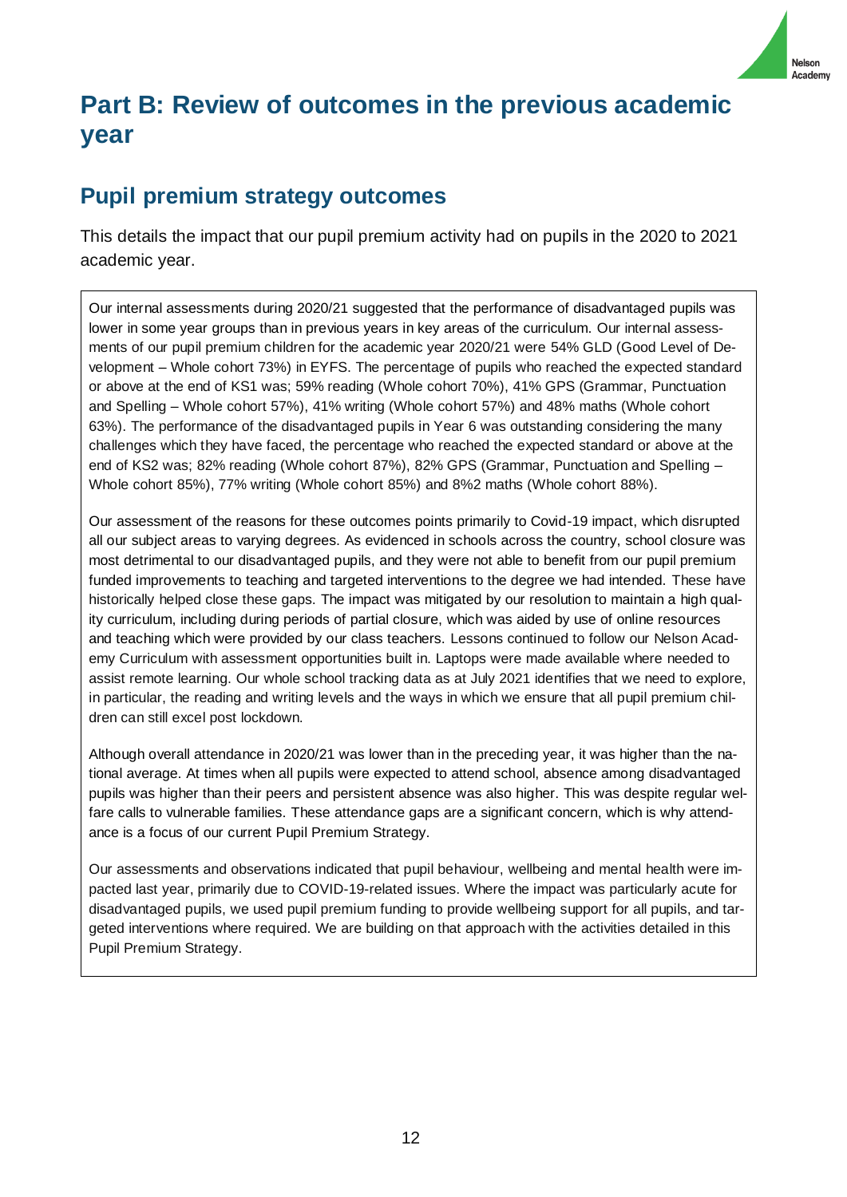# Part B: Review of outcomes in the previous academic year

## Pupil premium strategy outcomes

This details the impact that our pupil premium activity had on pupils in the 2020 to 2021 academic year.

Our internal assessments during 2020/21 suggested that the performance of disadvantaged pupils was lower in some year groups than in previous years in key areas of the curriculum. Our internal assessments of our pupil premium children for the academic year 2020/21 were 54% GLD (Good Level of Development – Whole cohort 73%) in EYFS. The percentage of pupils who reached the expected standard or above at the end of KS1 was; 59% reading (Whole cohort 70%), 41% GPS (Grammar, Punctuation and Spelling – Whole cohort 57%), 41% writing (Whole cohort 57%) and 48% maths (Whole cohort 63%). The performance of the disadvantaged pupils in Year 6 was outstanding considering the many challenges which they have faced, the percentage who reached the expected standard or above at the end of KS2 was; 82% reading (Whole cohort 87%), 82% GPS (Grammar, Punctuation and Spelling – Whole cohort 85%), 77% writing (Whole cohort 85%) and 8%2 maths (Whole cohort 88%).

Our assessment of the reasons for these outcomes points primarily to Covid-19 impact, which disrupted all our subject areas to varying degrees. As evidenced in schools across the country, school closure was most detrimental to our disadvantaged pupils, and they were not able to benefit from our pupil premium funded improvements to teaching and targeted interventions to the degree we had intended. These have historically helped close these gaps. The impact was mitigated by our resolution to maintain a high quality curriculum, including during periods of partial closure, which was aided by use of online resources and teaching which were provided by our class teachers. Lessons continued to follow our Nelson Academy Curriculum with assessment opportunities built in. Laptops were made available where needed to assist remote learning. Our whole school tracking data as at July 2021 identifies that we need to explore, in particular, the reading and writing levels and the ways in which we ensure that all pupil premium children can still excel post lockdown.

Although overall attendance in 2020/21 was lower than in the preceding year, it was higher than the national average. At times when all pupils were expected to attend school, absence among disadvantaged pupils was higher than their peers and persistent absence was also higher. This was despite regular welfare calls to vulnerable families. These attendance gaps are a significant concern, which is why attendance is a focus of our current Pupil Premium Strategy.

Our assessments and observations indicated that pupil behaviour, wellbeing and mental health were impacted last year, primarily due to COVID-19-related issues. Where the impact was particularly acute for disadvantaged pupils, we used pupil premium funding to provide wellbeing support for all pupils, and targeted interventions where required. We are building on that approach with the activities detailed in this Pupil Premium Strategy.